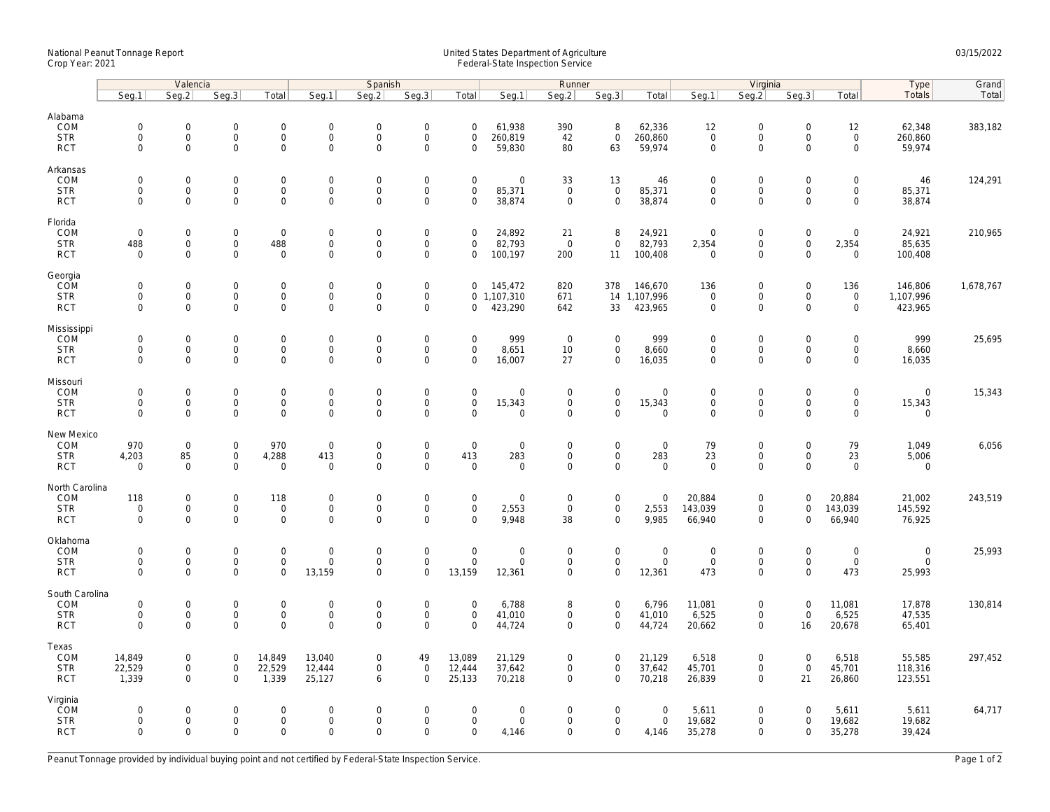National Peanut Tonnage Report
Crop Year: 2021

United States Department of Agriculture
Federal-State Inspection Service

03/15/2022

| | Valencia | | | | Spanish | | | | Runner | | | | Virginia | | | | Type | Grand |
|---|---|---|---|---|---|---|---|---|---|---|---|---|---|---|---|---|---|---|
| | Seg.1 | Seg.2 | Seg.3 | Total | Seg.1 | Seg.2 | Seg.3 | Total | Seg.1 | Seg.2 | Seg.3 | Total | Seg.1 | Seg.2 | Seg.3 | Total | Totals | Total |
| **Alabama** | | | | | | | | | | | | | | | | | | |
| COM | 0 | 0 | 0 | 0 | 0 | 0 | 0 | 0 | 61,938 | 390 | 8 | 62,336 | 12 | 0 | 0 | 12 | 62,348 | 383,182 |
| STR | 0 | 0 | 0 | 0 | 0 | 0 | 0 | 0 | 260,819 | 42 | 0 | 260,860 | 0 | 0 | 0 | 0 | 260,860 | |
| RCT | 0 | 0 | 0 | 0 | 0 | 0 | 0 | 0 | 59,830 | 80 | 63 | 59,974 | 0 | 0 | 0 | 0 | 59,974 | |
| **Arkansas** | | | | | | | | | | | | | | | | | | |
| COM | 0 | 0 | 0 | 0 | 0 | 0 | 0 | 0 | 0 | 33 | 13 | 46 | 0 | 0 | 0 | 0 | 46 | 124,291 |
| STR | 0 | 0 | 0 | 0 | 0 | 0 | 0 | 0 | 85,371 | 0 | 0 | 85,371 | 0 | 0 | 0 | 0 | 85,371 | |
| RCT | 0 | 0 | 0 | 0 | 0 | 0 | 0 | 0 | 38,874 | 0 | 0 | 38,874 | 0 | 0 | 0 | 0 | 38,874 | |
| **Florida** | | | | | | | | | | | | | | | | | | |
| COM | 0 | 0 | 0 | 0 | 0 | 0 | 0 | 0 | 24,892 | 21 | 8 | 24,921 | 0 | 0 | 0 | 0 | 24,921 | 210,965 |
| STR | 488 | 0 | 0 | 488 | 0 | 0 | 0 | 0 | 82,793 | 0 | 0 | 82,793 | 2,354 | 0 | 0 | 2,354 | 85,635 | |
| RCT | 0 | 0 | 0 | 0 | 0 | 0 | 0 | 0 | 100,197 | 200 | 11 | 100,408 | 0 | 0 | 0 | 0 | 100,408 | |
| **Georgia** | | | | | | | | | | | | | | | | | | |
| COM | 0 | 0 | 0 | 0 | 0 | 0 | 0 | 0 | 145,472 | 820 | 378 | 146,670 | 136 | 0 | 0 | 136 | 146,806 | 1,678,767 |
| STR | 0 | 0 | 0 | 0 | 0 | 0 | 0 | 0 | 1,107,310 | 671 | 14 | 1,107,996 | 0 | 0 | 0 | 0 | 1,107,996 | |
| RCT | 0 | 0 | 0 | 0 | 0 | 0 | 0 | 0 | 423,290 | 642 | 33 | 423,965 | 0 | 0 | 0 | 0 | 423,965 | |
| **Mississippi** | | | | | | | | | | | | | | | | | | |
| COM | 0 | 0 | 0 | 0 | 0 | 0 | 0 | 0 | 999 | 0 | 0 | 999 | 0 | 0 | 0 | 0 | 999 | 25,695 |
| STR | 0 | 0 | 0 | 0 | 0 | 0 | 0 | 0 | 8,651 | 10 | 0 | 8,660 | 0 | 0 | 0 | 0 | 8,660 | |
| RCT | 0 | 0 | 0 | 0 | 0 | 0 | 0 | 0 | 16,007 | 27 | 0 | 16,035 | 0 | 0 | 0 | 0 | 16,035 | |
| **Missouri** | | | | | | | | | | | | | | | | | | |
| COM | 0 | 0 | 0 | 0 | 0 | 0 | 0 | 0 | 0 | 0 | 0 | 0 | 0 | 0 | 0 | 0 | 0 | 15,343 |
| STR | 0 | 0 | 0 | 0 | 0 | 0 | 0 | 0 | 15,343 | 0 | 0 | 15,343 | 0 | 0 | 0 | 0 | 15,343 | |
| RCT | 0 | 0 | 0 | 0 | 0 | 0 | 0 | 0 | 0 | 0 | 0 | 0 | 0 | 0 | 0 | 0 | 0 | |
| **New Mexico** | | | | | | | | | | | | | | | | | | |
| COM | 970 | 0 | 0 | 970 | 0 | 0 | 0 | 0 | 0 | 0 | 0 | 0 | 79 | 0 | 0 | 79 | 1,049 | 6,056 |
| STR | 4,203 | 85 | 0 | 4,288 | 413 | 0 | 0 | 413 | 283 | 0 | 0 | 283 | 23 | 0 | 0 | 23 | 5,006 | |
| RCT | 0 | 0 | 0 | 0 | 0 | 0 | 0 | 0 | 0 | 0 | 0 | 0 | 0 | 0 | 0 | 0 | 0 | |
| **North Carolina** | | | | | | | | | | | | | | | | | | |
| COM | 118 | 0 | 0 | 118 | 0 | 0 | 0 | 0 | 0 | 0 | 0 | 0 | 20,884 | 0 | 0 | 20,884 | 21,002 | 243,519 |
| STR | 0 | 0 | 0 | 0 | 0 | 0 | 0 | 0 | 2,553 | 0 | 0 | 2,553 | 143,039 | 0 | 0 | 143,039 | 145,592 | |
| RCT | 0 | 0 | 0 | 0 | 0 | 0 | 0 | 0 | 9,948 | 38 | 0 | 9,985 | 66,940 | 0 | 0 | 66,940 | 76,925 | |
| **Oklahoma** | | | | | | | | | | | | | | | | | | |
| COM | 0 | 0 | 0 | 0 | 0 | 0 | 0 | 0 | 0 | 0 | 0 | 0 | 0 | 0 | 0 | 0 | 0 | 25,993 |
| STR | 0 | 0 | 0 | 0 | 0 | 0 | 0 | 0 | 0 | 0 | 0 | 0 | 0 | 0 | 0 | 0 | 0 | |
| RCT | 0 | 0 | 0 | 0 | 13,159 | 0 | 0 | 13,159 | 12,361 | 0 | 0 | 12,361 | 473 | 0 | 0 | 473 | 25,993 | |
| **South Carolina** | | | | | | | | | | | | | | | | | | |
| COM | 0 | 0 | 0 | 0 | 0 | 0 | 0 | 0 | 6,788 | 8 | 0 | 6,796 | 11,081 | 0 | 0 | 11,081 | 17,878 | 130,814 |
| STR | 0 | 0 | 0 | 0 | 0 | 0 | 0 | 0 | 41,010 | 0 | 0 | 41,010 | 6,525 | 0 | 0 | 6,525 | 47,535 | |
| RCT | 0 | 0 | 0 | 0 | 0 | 0 | 0 | 0 | 44,724 | 0 | 0 | 44,724 | 20,662 | 0 | 16 | 20,678 | 65,401 | |
| **Texas** | | | | | | | | | | | | | | | | | | |
| COM | 14,849 | 0 | 0 | 14,849 | 13,040 | 0 | 49 | 13,089 | 21,129 | 0 | 0 | 21,129 | 6,518 | 0 | 0 | 6,518 | 55,585 | 297,452 |
| STR | 22,529 | 0 | 0 | 22,529 | 12,444 | 0 | 0 | 12,444 | 37,642 | 0 | 0 | 37,642 | 45,701 | 0 | 0 | 45,701 | 118,316 | |
| RCT | 1,339 | 0 | 0 | 1,339 | 25,127 | 6 | 0 | 25,133 | 70,218 | 0 | 0 | 70,218 | 26,839 | 0 | 21 | 26,860 | 123,551 | |
| **Virginia** | | | | | | | | | | | | | | | | | | |
| COM | 0 | 0 | 0 | 0 | 0 | 0 | 0 | 0 | 0 | 0 | 0 | 0 | 5,611 | 0 | 0 | 5,611 | 5,611 | 64,717 |
| STR | 0 | 0 | 0 | 0 | 0 | 0 | 0 | 0 | 0 | 0 | 0 | 0 | 19,682 | 0 | 0 | 19,682 | 19,682 | |
| RCT | 0 | 0 | 0 | 0 | 0 | 0 | 0 | 0 | 4,146 | 0 | 0 | 4,146 | 35,278 | 0 | 0 | 35,278 | 39,424 | |

Peanut Tonnage provided by individual buying point and not certified by Federal-State Inspection Service.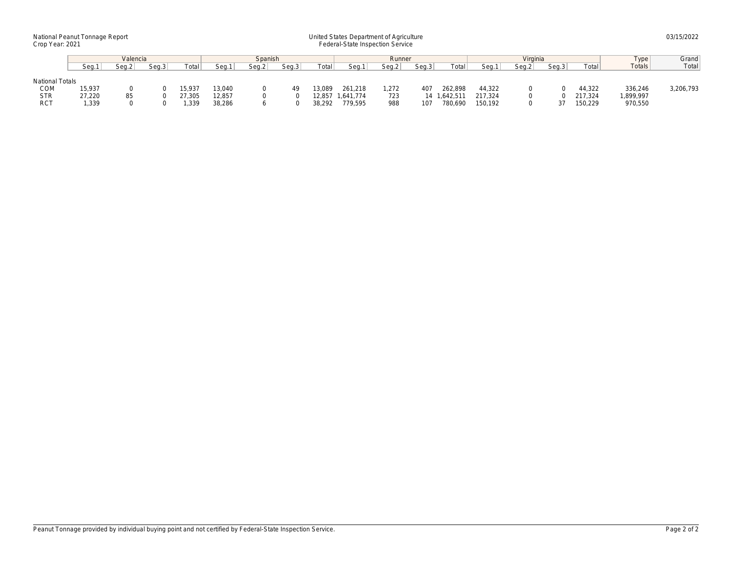National Peanut Tonnage Report
Crop Year: 2021

United States Department of Agriculture
Federal-State Inspection Service

03/15/2022

| | Valencia | | | | Spanish | | | | Runner | | | | Virginia | | | | Type | Grand |
|---|---|---|---|---|---|---|---|---|---|---|---|---|---|---|---|---|---|---|
| | Seg.1 | Seg.2 | Seg.3 | Total | Seg.1 | Seg.2 | Seg.3 | Total | Seg.1 | Seg.2 | Seg.3 | Total | Seg.1 | Seg.2 | Seg.3 | Total | Totals | Total |
| National Totals | | | | | | | | | | | | | | | | | | |
| COM | 15,937 | 0 | 0 | 15,937 | 13,040 | 0 | 49 | 13,089 | 261,218 | 1,272 | 407 | 262,898 | 44,322 | 0 | 0 | 44,322 | 336,246 | 3,206,793 |
| STR | 27,220 | 85 | 0 | 27,305 | 12,857 | 0 | 0 | 12,857 | 1,641,774 | 723 | 14 | 1,642,511 | 217,324 | 0 | 0 | 217,324 | 1,899,997 | |
| RCT | 1,339 | 0 | 0 | 1,339 | 38,286 | 6 | 0 | 38,292 | 779,595 | 988 | 107 | 780,690 | 150,192 | 0 | 37 | 150,229 | 970,550 | |

Peanut Tonnage provided by individual buying point and not certified by Federal-State Inspection Service.